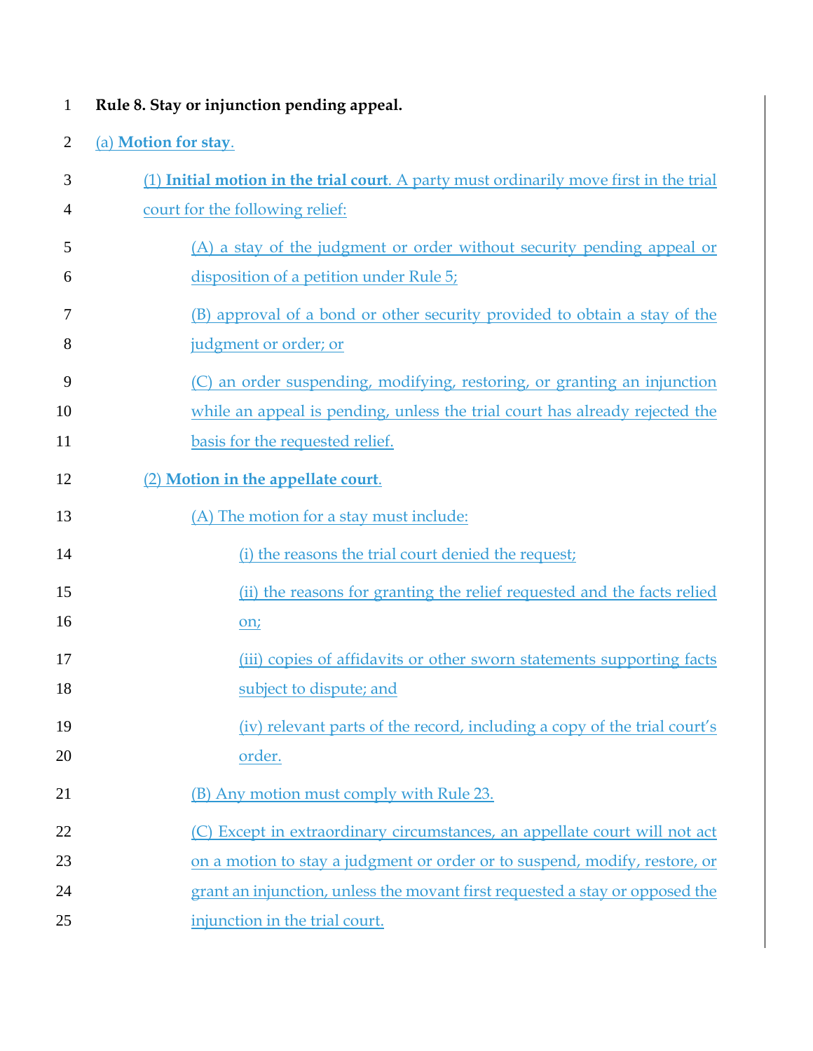**Rule 8. Stay or injunction pending appeal.**

(a) **Motion for stay**.

(1) **Initial motion in the trial court**. A party must ordinarily move first in the trial court for the following relief:

(A) a stay of the judgment or order without security pending appeal or disposition of a petition under Rule 5;

(B) approval of a bond or other security provided to obtain a stay of the judgment or order; or

(C) an order suspending, modifying, restoring, or granting an injunction while an appeal is pending, unless the trial court has already rejected the basis for the requested relief.

(2) **Motion in the appellate court**.

(A) The motion for a stay must include:

(i) the reasons the trial court denied the request;

(ii) the reasons for granting the relief requested and the facts relied on;

(iii) copies of affidavits or other sworn statements supporting facts subject to dispute; and

(iv) relevant parts of the record, including a copy of the trial court's order.

(B) Any motion must comply with Rule 23.

(C) Except in extraordinary circumstances, an appellate court will not act on a motion to stay a judgment or order or to suspend, modify, restore, or grant an injunction, unless the movant first requested a stay or opposed the injunction in the trial court.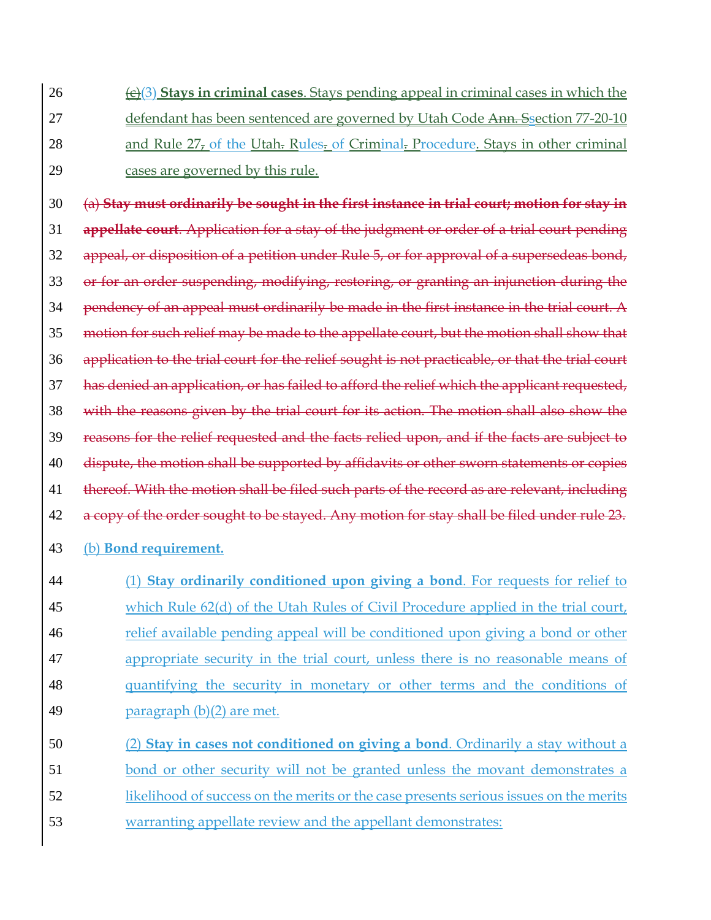26 ~~(c)~~(3) **Stays in criminal cases**. Stays pending appeal in criminal cases in which the

27 defendant has been sentenced are governed by Utah Code ~~Ann. S~~section 77-20-10

28 and Rule 27~~,~~ of the Utah~~.~~ Rules~~.~~ of Criminal~~.~~ Procedure. Stays in other criminal

29 cases are governed by this rule.

30 ~~(a) **Stay must ordinarily be sought in the first instance in trial court; motion for stay in**~~

31 ~~**appellate court**. Application for a stay of the judgment or order of a trial court pending~~

32 ~~appeal, or disposition of a petition under Rule 5, or for approval of a supersedeas bond,~~

33 ~~or for an order suspending, modifying, restoring, or granting an injunction during the~~

34 ~~pendency of an appeal must ordinarily be made in the first instance in the trial court. A~~

35 ~~motion for such relief may be made to the appellate court, but the motion shall show that~~

36 ~~application to the trial court for the relief sought is not practicable, or that the trial court~~

37 ~~has denied an application, or has failed to afford the relief which the applicant requested,~~

38 ~~with the reasons given by the trial court for its action. The motion shall also show the~~

39 ~~reasons for the relief requested and the facts relied upon, and if the facts are subject to~~

40 ~~dispute, the motion shall be supported by affidavits or other sworn statements or copies~~

41 ~~thereof. With the motion shall be filed such parts of the record as are relevant, including~~

42 ~~a copy of the order sought to be stayed. Any motion for stay shall be filed under rule 23.~~

43 (b) **Bond requirement.**

44 (1) **Stay ordinarily conditioned upon giving a bond**. For requests for relief to

45 which Rule 62(d) of the Utah Rules of Civil Procedure applied in the trial court,

46 relief available pending appeal will be conditioned upon giving a bond or other

47 appropriate security in the trial court, unless there is no reasonable means of

48 quantifying the security in monetary or other terms and the conditions of

49 paragraph (b)(2) are met.

50 (2) **Stay in cases not conditioned on giving a bond**. Ordinarily a stay without a

51 bond or other security will not be granted unless the movant demonstrates a

52 likelihood of success on the merits or the case presents serious issues on the merits

53 warranting appellate review and the appellant demonstrates: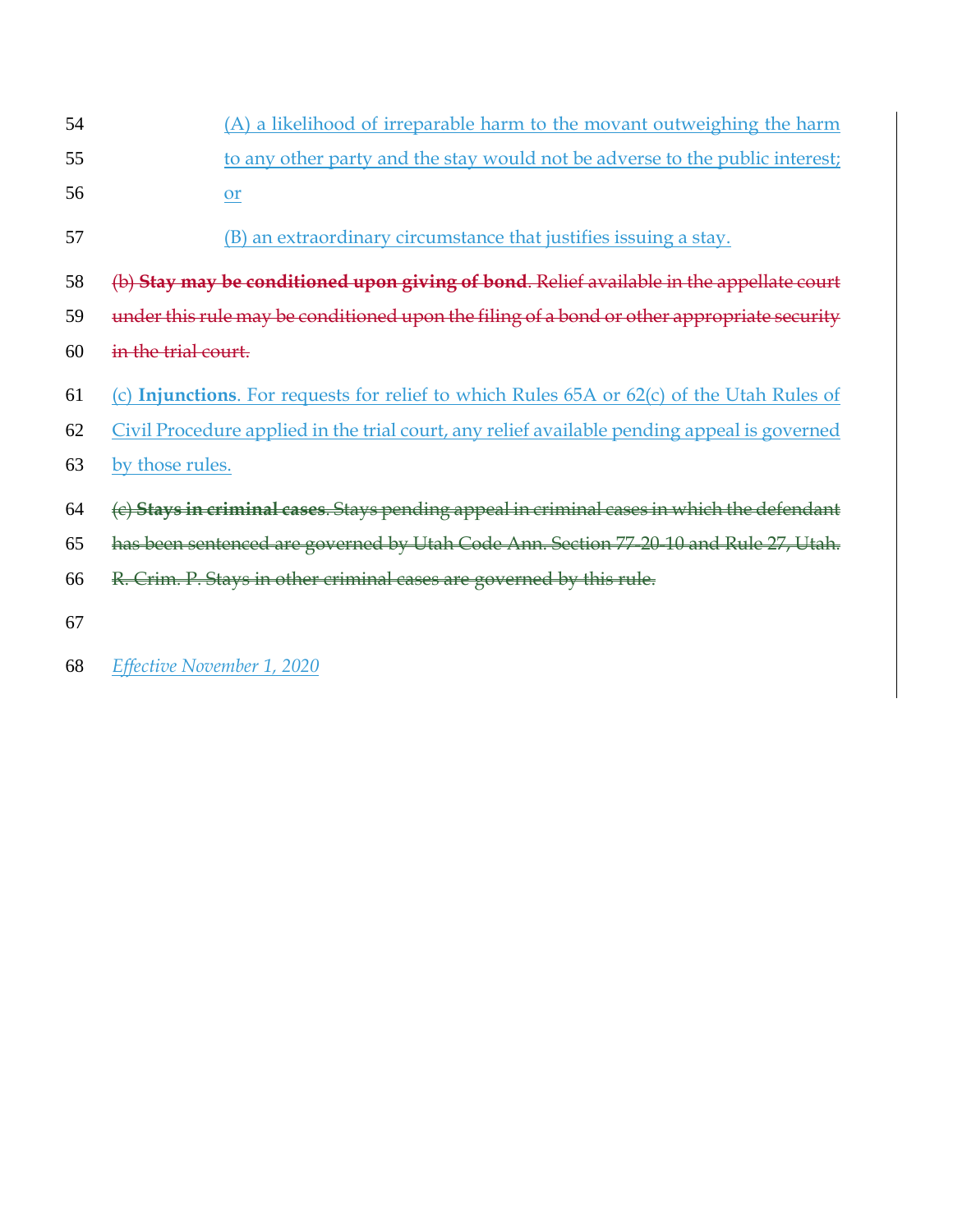(A) a likelihood of irreparable harm to the movant outweighing the harm to any other party and the stay would not be adverse to the public interest; or

(B) an extraordinary circumstance that justifies issuing a stay.

~~(b) **Stay may be conditioned upon giving of bond**. Relief available in the appellate court under this rule may be conditioned upon the filing of a bond or other appropriate security in the trial court.~~

(c) **Injunctions**. For requests for relief to which Rules 65A or 62(c) of the Utah Rules of Civil Procedure applied in the trial court, any relief available pending appeal is governed by those rules.

~~(c) **Stays in criminal cases**. Stays pending appeal in criminal cases in which the defendant has been sentenced are governed by Utah Code Ann. Section 77-20-10 and Rule 27, Utah. R. Crim. P. Stays in other criminal cases are governed by this rule.~~

*Effective November 1, 2020*